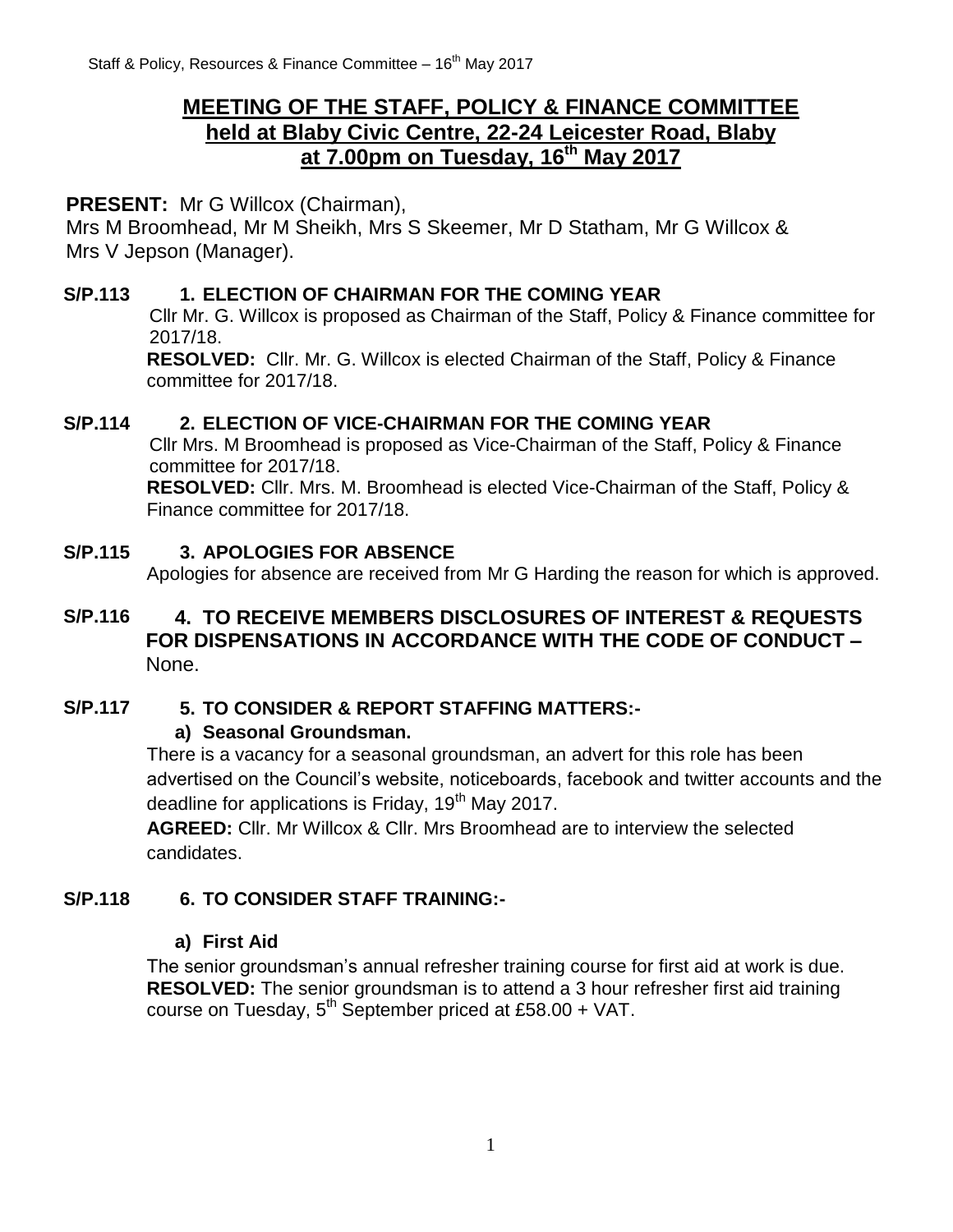# MEETING OF THE STAFF, POLICY & FINANCE COMMITTEE held at Blaby Civic Centre, 22-24 Leicester Road, Blaby at 7.00pm on Tuesday, 16th May 2017

**PRESENT:** Mr G Willcox (Chairman),
Mrs M Broomhead, Mr M Sheikh, Mrs S Skeemer, Mr D Statham, Mr G Willcox & Mrs V Jepson (Manager).

**S/P.113 1. ELECTION OF CHAIRMAN FOR THE COMING YEAR**

Cllr Mr. G. Willcox is proposed as Chairman of the Staff, Policy & Finance committee for 2017/18.

**RESOLVED:** Cllr. Mr. G. Willcox is elected Chairman of the Staff, Policy & Finance committee for 2017/18.

**S/P.114 2. ELECTION OF VICE-CHAIRMAN FOR THE COMING YEAR**

Cllr Mrs. M Broomhead is proposed as Vice-Chairman of the Staff, Policy & Finance committee for 2017/18.

**RESOLVED:** Cllr. Mrs. M. Broomhead is elected Vice-Chairman of the Staff, Policy & Finance committee for 2017/18.

**S/P.115 3. APOLOGIES FOR ABSENCE**

Apologies for absence are received from Mr G Harding the reason for which is approved.

**S/P.116 4. TO RECEIVE MEMBERS DISCLOSURES OF INTEREST & REQUESTS FOR DISPENSATIONS IN ACCORDANCE WITH THE CODE OF CONDUCT –** None.

**S/P.117 5. TO CONSIDER & REPORT STAFFING MATTERS:-**

**a) Seasonal Groundsman.**

There is a vacancy for a seasonal groundsman, an advert for this role has been advertised on the Council's website, noticeboards, facebook and twitter accounts and the deadline for applications is Friday, 19th May 2017.

**AGREED:** Cllr. Mr Willcox & Cllr. Mrs Broomhead are to interview the selected candidates.

**S/P.118 6. TO CONSIDER STAFF TRAINING:-**

**a) First Aid**

The senior groundsman's annual refresher training course for first aid at work is due.

**RESOLVED:** The senior groundsman is to attend a 3 hour refresher first aid training course on Tuesday, 5th September priced at £58.00 + VAT.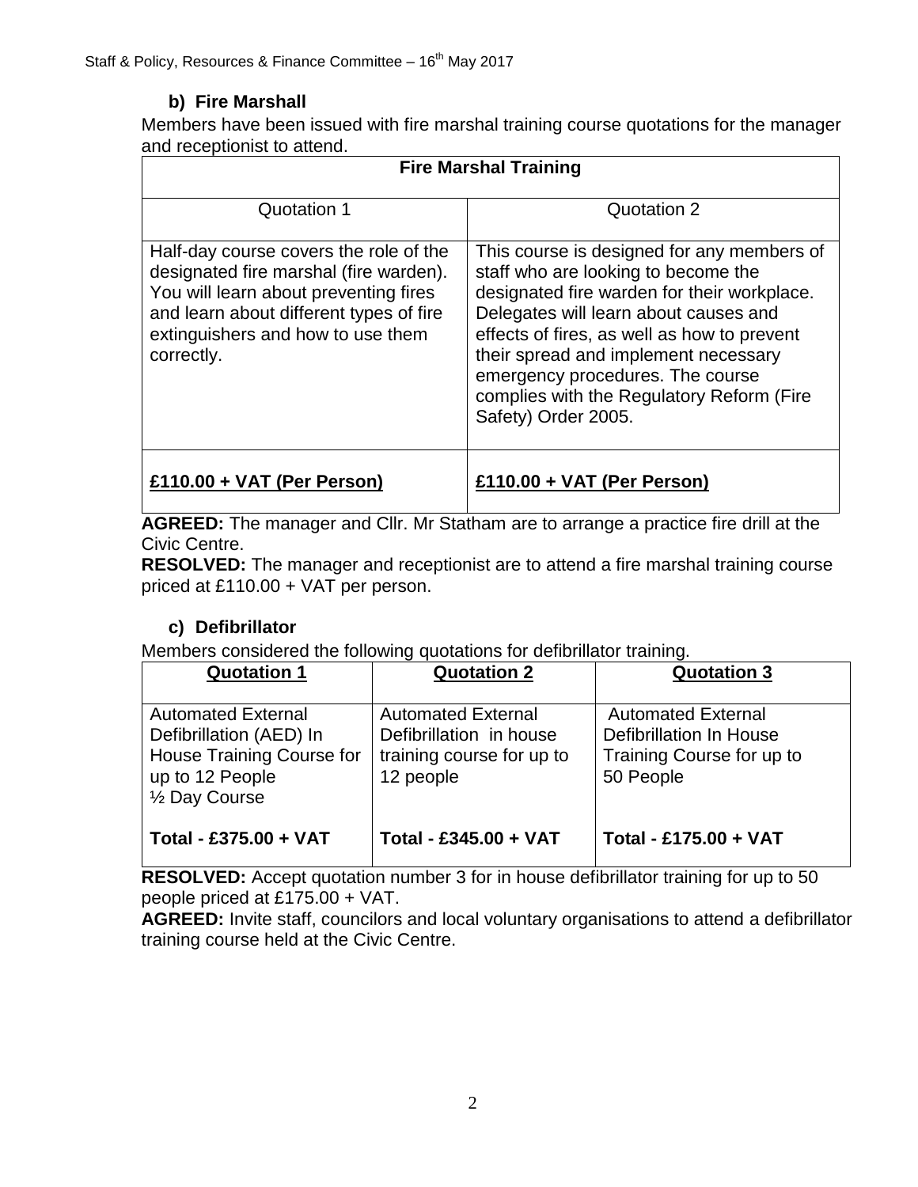### b) Fire Marshall

Members have been issued with fire marshal training course quotations for the manager and receptionist to attend.

| Fire Marshal Training | |
|---|---|
| Quotation 1 | Quotation 2 |
| Half-day course covers the role of the designated fire marshal (fire warden). You will learn about preventing fires and learn about different types of fire extinguishers and how to use them correctly. | This course is designed for any members of staff who are looking to become the designated fire warden for their workplace. Delegates will learn about causes and effects of fires, as well as how to prevent their spread and implement necessary emergency procedures. The course complies with the Regulatory Reform (Fire Safety) Order 2005. |
| **£110.00 + VAT (Per Person)** | **£110.00 + VAT (Per Person)** |

**AGREED:** The manager and Cllr. Mr Statham are to arrange a practice fire drill at the Civic Centre.

**RESOLVED:** The manager and receptionist are to attend a fire marshal training course priced at £110.00 + VAT per person.

### c) Defibrillator

Members considered the following quotations for defibrillator training.

| Quotation 1 | Quotation 2 | Quotation 3 |
|---|---|---|
| Automated External Defibrillation (AED) In House Training Course for up to 12 People ½ Day Course | Automated External Defibrillation in house training course for up to 12 people | Automated External Defibrillation In House Training Course for up to 50 People |
| **Total - £375.00 + VAT** | **Total - £345.00 + VAT** | **Total - £175.00 + VAT** |

**RESOLVED:** Accept quotation number 3 for in house defibrillator training for up to 50 people priced at £175.00 + VAT.

**AGREED:** Invite staff, councilors and local voluntary organisations to attend a defibrillator training course held at the Civic Centre.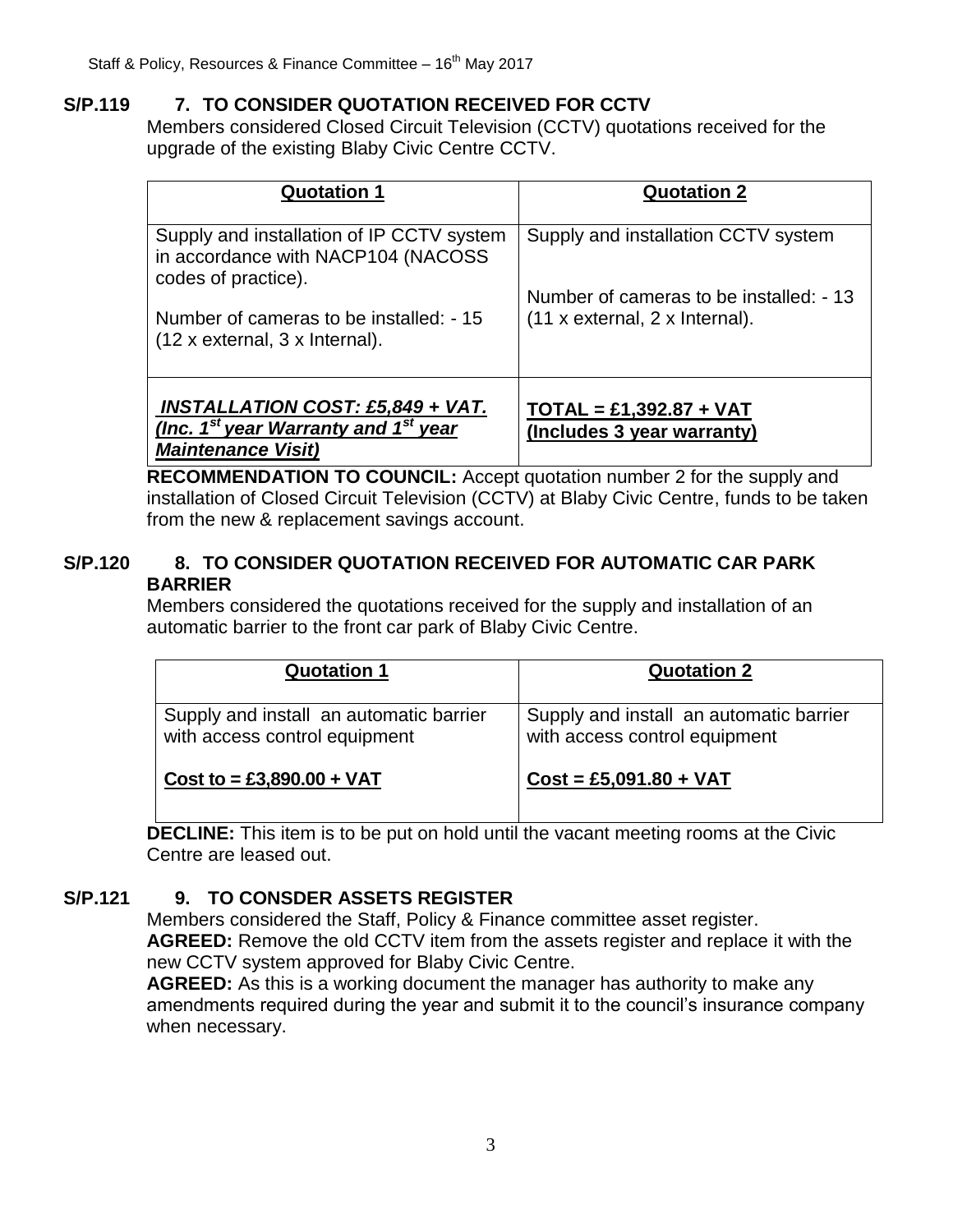**S/P.119 7. TO CONSIDER QUOTATION RECEIVED FOR CCTV**

Members considered Closed Circuit Television (CCTV) quotations received for the upgrade of the existing Blaby Civic Centre CCTV.

| **Quotation 1** | **Quotation 2** |
|---|---|
| Supply and installation of IP CCTV system in accordance with NACP104 (NACOSS codes of practice).<br><br>Number of cameras to be installed: - 15 (12 x external, 3 x Internal). | Supply and installation CCTV system<br><br>Number of cameras to be installed: - 13 (11 x external, 2 x Internal). |
| ***INSTALLATION COST: £5,849 + VAT. (Inc. 1st year Warranty and 1st year Maintenance Visit)*** | **TOTAL = £1,392.87 + VAT (Includes 3 year warranty)** |

**RECOMMENDATION TO COUNCIL:** Accept quotation number 2 for the supply and installation of Closed Circuit Television (CCTV) at Blaby Civic Centre, funds to be taken from the new & replacement savings account.

**S/P.120 8. TO CONSIDER QUOTATION RECEIVED FOR AUTOMATIC CAR PARK BARRIER**

Members considered the quotations received for the supply and installation of an automatic barrier to the front car park of Blaby Civic Centre.

| **Quotation 1** | **Quotation 2** |
|---|---|
| Supply and install an automatic barrier with access control equipment<br><br>**Cost to = £3,890.00 + VAT** | Supply and install an automatic barrier with access control equipment<br><br>**Cost = £5,091.80 + VAT** |

**DECLINE:** This item is to be put on hold until the vacant meeting rooms at the Civic Centre are leased out.

**S/P.121 9. TO CONSDER ASSETS REGISTER**

Members considered the Staff, Policy & Finance committee asset register.

**AGREED:** Remove the old CCTV item from the assets register and replace it with the new CCTV system approved for Blaby Civic Centre.

**AGREED:** As this is a working document the manager has authority to make any amendments required during the year and submit it to the council's insurance company when necessary.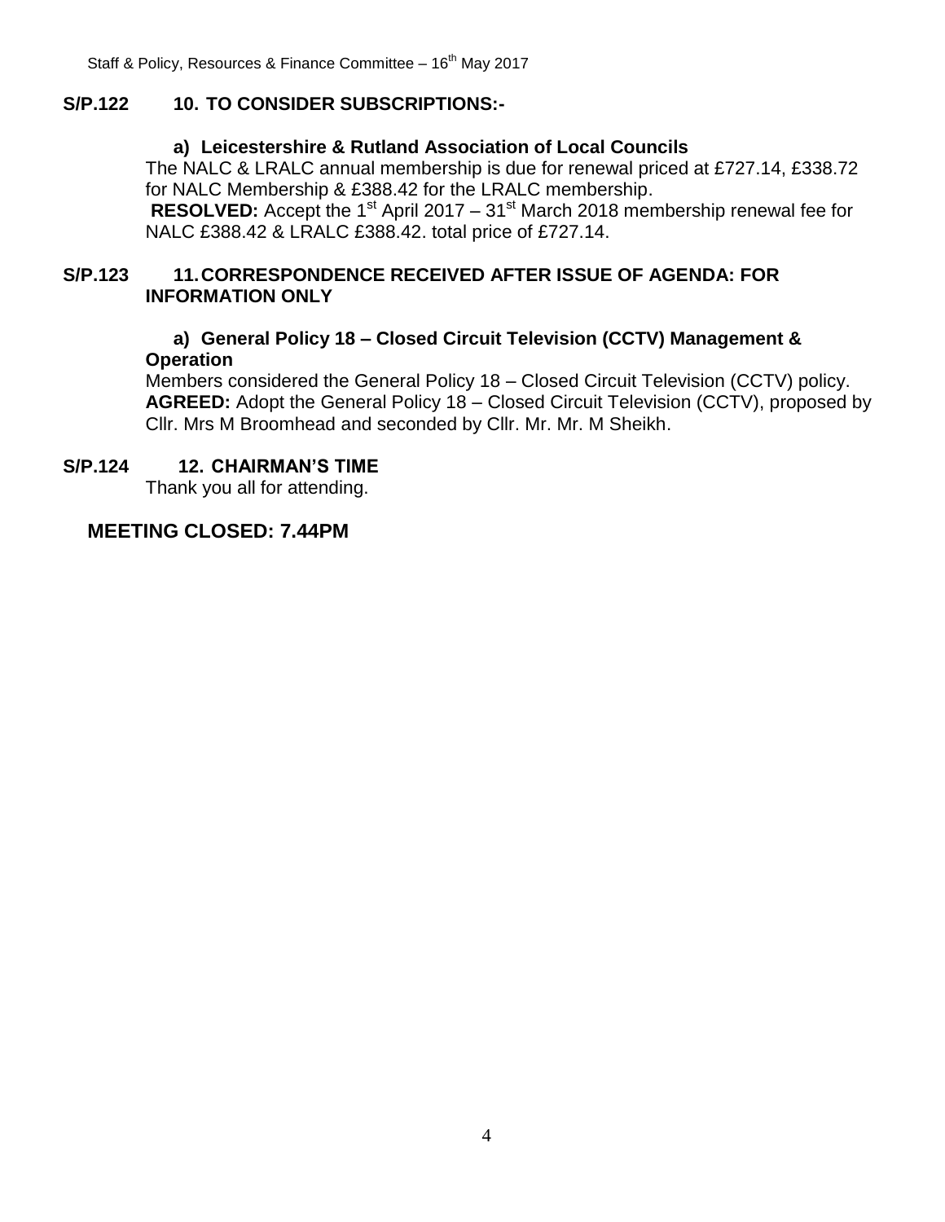**S/P.122 10. TO CONSIDER SUBSCRIPTIONS:-**

**a) Leicestershire & Rutland Association of Local Councils**

The NALC & LRALC annual membership is due for renewal priced at £727.14, £338.72 for NALC Membership & £388.42 for the LRALC membership.

**RESOLVED:** Accept the 1st April 2017 – 31st March 2018 membership renewal fee for NALC £388.42 & LRALC £388.42. total price of £727.14.

**S/P.123 11. CORRESPONDENCE RECEIVED AFTER ISSUE OF AGENDA: FOR INFORMATION ONLY**

**a) General Policy 18 – Closed Circuit Television (CCTV) Management & Operation**

Members considered the General Policy 18 – Closed Circuit Television (CCTV) policy.

**AGREED:** Adopt the General Policy 18 – Closed Circuit Television (CCTV), proposed by Cllr. Mrs M Broomhead and seconded by Cllr. Mr. Mr. M Sheikh.

**S/P.124 12. CHAIRMAN'S TIME**

Thank you all for attending.

**MEETING CLOSED: 7.44PM**